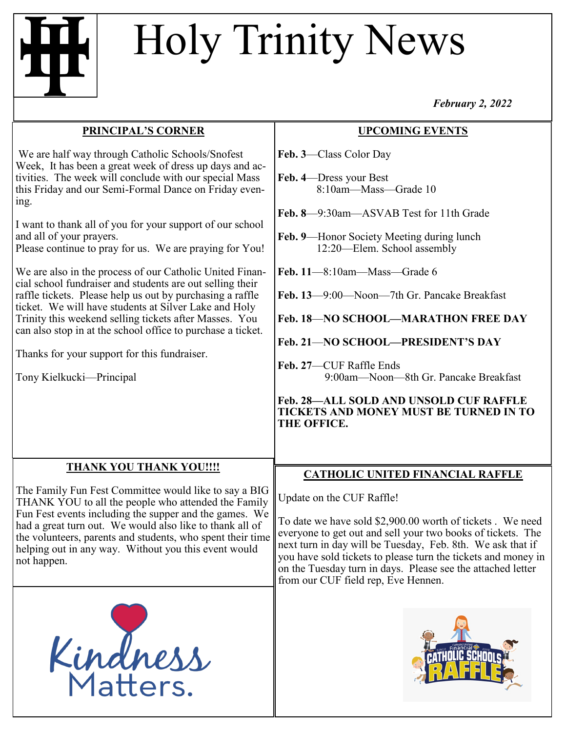# Holy Trinity News

*February 2, 2022*

## PRINCIPAL'S CORNER

We are half way through Catholic Schools/Snofest Week, It has been a great week of dress up days and activities. The week will conclude with our special Mass this Friday and our Semi-Formal Dance on Friday evening.

I want to thank all of you for your support of our school and all of your prayers.
Please continue to pray for us. We are praying for You!

We are also in the process of our Catholic United Financial school fundraiser and students are out selling their raffle tickets. Please help us out by purchasing a raffle ticket. We will have students at Silver Lake and Holy Trinity this weekend selling tickets after Masses. You can also stop in at the school office to purchase a ticket.

Thanks for your support for this fundraiser.

Tony Kielkucki—Principal

## UPCOMING EVENTS

**Feb. 3**—Class Color Day

**Feb. 4**—Dress your Best
8:10am—Mass—Grade 10

**Feb. 8**—9:30am—ASVAB Test for 11th Grade

**Feb. 9**—Honor Society Meeting during lunch
12:20—Elem. School assembly

**Feb. 11**—8:10am—Mass—Grade 6

**Feb. 13**—9:00—Noon—7th Gr. Pancake Breakfast

**Feb. 18—NO SCHOOL—MARATHON FREE DAY**

**Feb. 21—NO SCHOOL—PRESIDENT'S DAY**

**Feb. 27**—CUF Raffle Ends
9:00am—Noon—8th Gr. Pancake Breakfast

**Feb. 28—ALL SOLD AND UNSOLD CUF RAFFLE TICKETS AND MONEY MUST BE TURNED IN TO THE OFFICE.**

## THANK YOU THANK YOU!!!!

The Family Fun Fest Committee would like to say a BIG THANK YOU to all the people who attended the Family Fun Fest events including the supper and the games. We had a great turn out. We would also like to thank all of the volunteers, parents and students, who spent their time helping out in any way. Without you this event would not happen.

## CATHOLIC UNITED FINANCIAL RAFFLE

Update on the CUF Raffle!

To date we have sold $2,900.00 worth of tickets . We need everyone to get out and sell your two books of tickets. The next turn in day will be Tuesday, Feb. 8th. We ask that if you have sold tickets to please turn the tickets and money in on the Tuesday turn in days. Please see the attached letter from our CUF field rep, Eve Hennen.

Kindness Matters.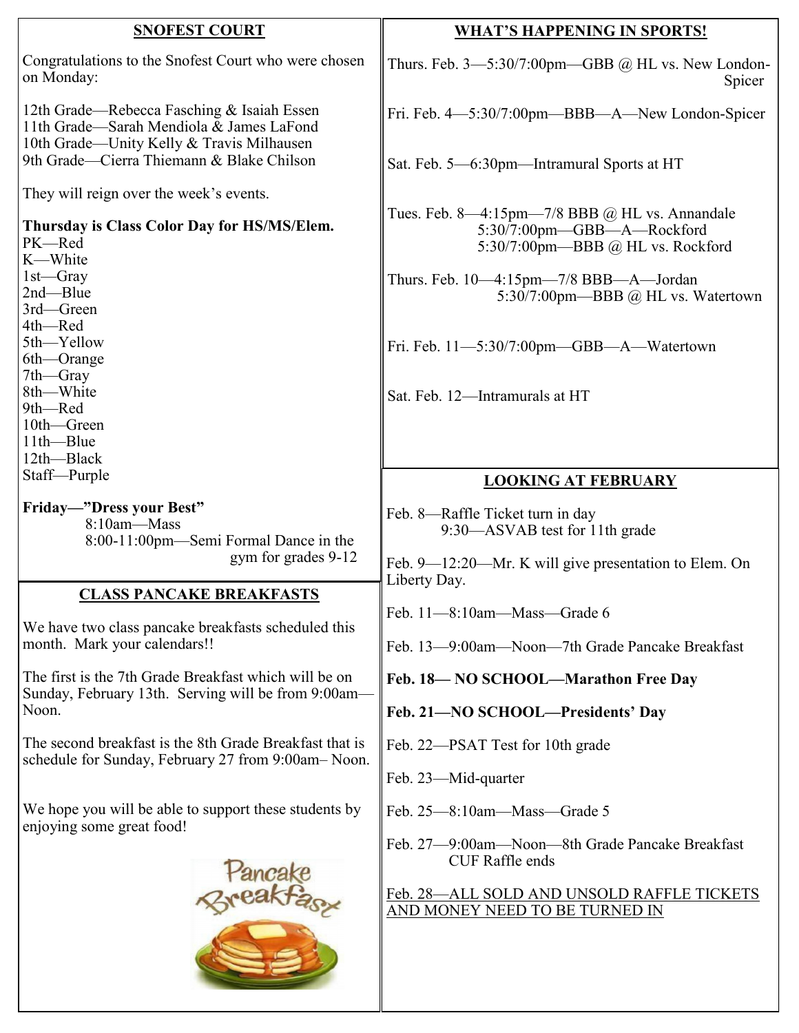## SNOFEST COURT

Congratulations to the Snofest Court who were chosen on Monday:

12th Grade—Rebecca Fasching & Isaiah Essen
11th Grade—Sarah Mendiola & James LaFond
10th Grade—Unity Kelly & Travis Milhausen
9th Grade—Cierra Thiemann & Blake Chilson

They will reign over the week's events.

**Thursday is Class Color Day for HS/MS/Elem.**
PK—Red
K—White
1st—Gray
2nd—Blue
3rd—Green
4th—Red
5th—Yellow
6th—Orange
7th—Gray
8th—White
9th—Red
10th—Green
11th—Blue
12th—Black
Staff—Purple

**Friday—"Dress your Best"**
8:10am—Mass
8:00-11:00pm—Semi Formal Dance in the gym for grades 9-12

## CLASS PANCAKE BREAKFASTS

We have two class pancake breakfasts scheduled this month. Mark your calendars!!

The first is the 7th Grade Breakfast which will be on Sunday, February 13th. Serving will be from 9:00am—Noon.

The second breakfast is the 8th Grade Breakfast that is schedule for Sunday, February 27 from 9:00am– Noon.

We hope you will be able to support these students by enjoying some great food!

## WHAT'S HAPPENING IN SPORTS!

Thurs. Feb. 3—5:30/7:00pm—GBB @ HL vs. New London-Spicer

Fri. Feb. 4—5:30/7:00pm—BBB—A—New London-Spicer

Sat. Feb. 5—6:30pm—Intramural Sports at HT

Tues. Feb. 8—4:15pm—7/8 BBB @ HL vs. Annandale
5:30/7:00pm—GBB—A—Rockford
5:30/7:00pm—BBB @ HL vs. Rockford

Thurs. Feb. 10—4:15pm—7/8 BBB—A—Jordan
5:30/7:00pm—BBB @ HL vs. Watertown

Fri. Feb. 11—5:30/7:00pm—GBB—A—Watertown

Sat. Feb. 12—Intramurals at HT

## LOOKING AT FEBRUARY

Feb. 8—Raffle Ticket turn in day
9:30—ASVAB test for 11th grade

Feb. 9—12:20—Mr. K will give presentation to Elem. On Liberty Day.

Feb. 11—8:10am—Mass—Grade 6

Feb. 13—9:00am—Noon—7th Grade Pancake Breakfast

**Feb. 18— NO SCHOOL—Marathon Free Day**

**Feb. 21—NO SCHOOL—Presidents' Day**

Feb. 22—PSAT Test for 10th grade

Feb. 23—Mid-quarter

Feb. 25—8:10am—Mass—Grade 5

Feb. 27—9:00am—Noon—8th Grade Pancake Breakfast
CUF Raffle ends

<u>Feb. 28—ALL SOLD AND UNSOLD RAFFLE TICKETS AND MONEY NEED TO BE TURNED IN</u>